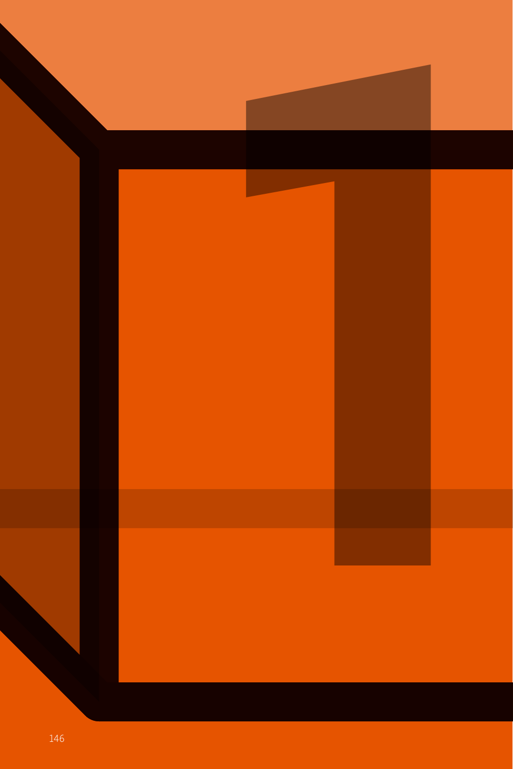1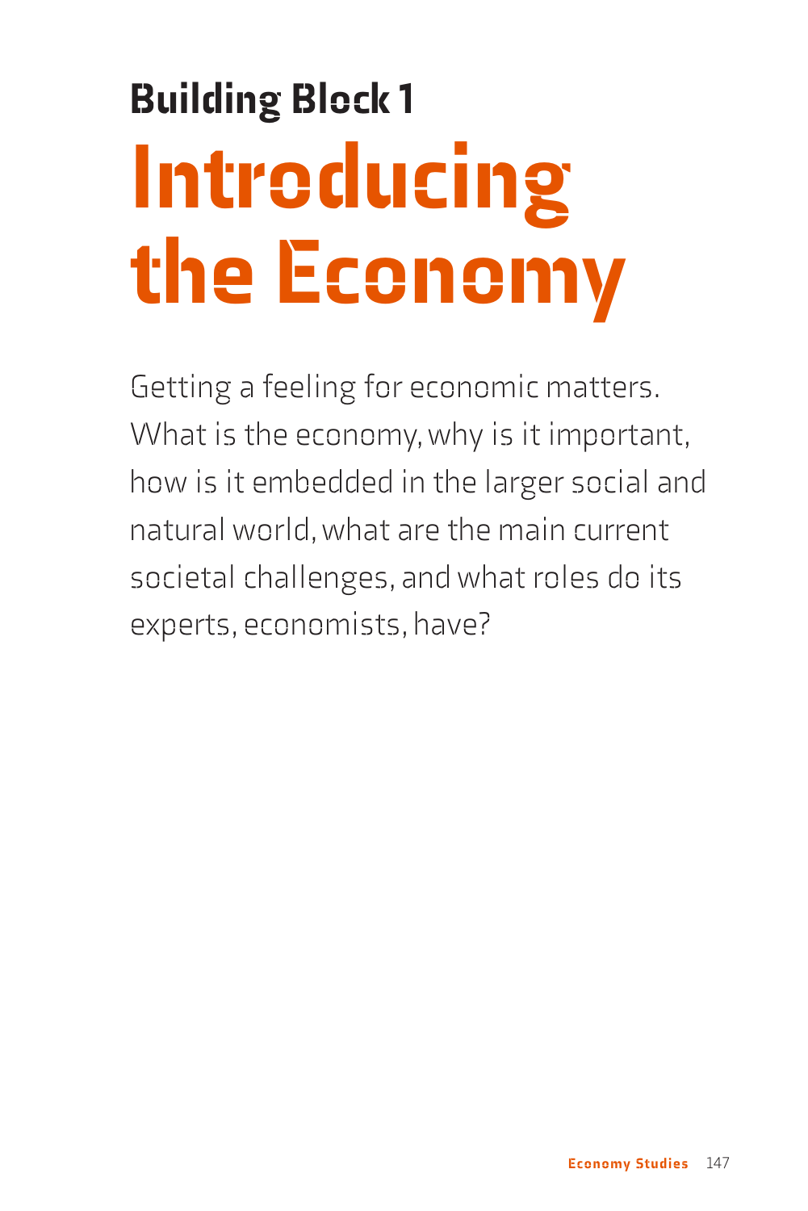## Building Block 1

# Introducing the Economy

Getting a feeling for economic matters. What is the economy, why is it important, how is it embedded in the larger social and natural world, what are the main current societal challenges, and what roles do its experts, economists, have?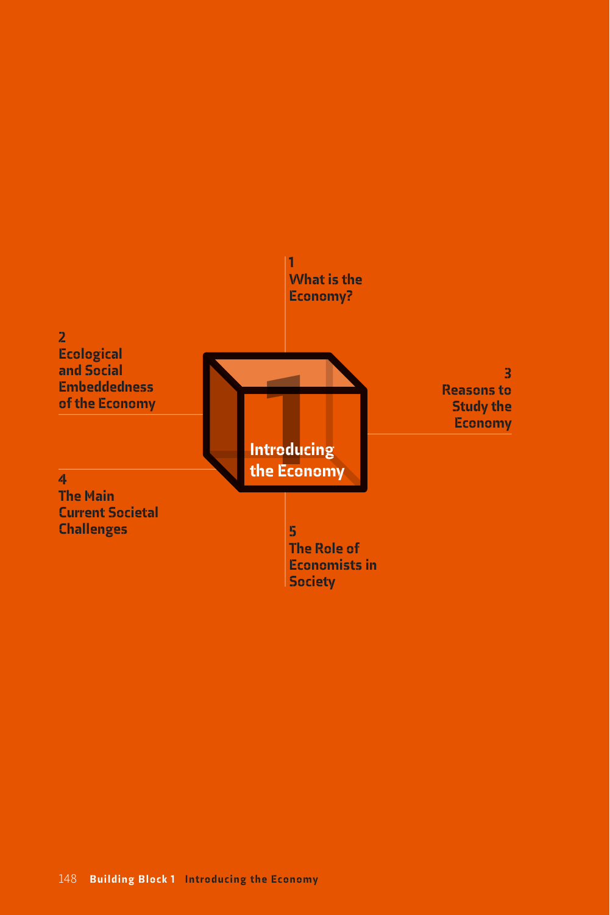# Introducing the Economy

1
What is the Economy?

2
Ecological and Social Embeddedness of the Economy

3
Reasons to Study the Economy

4
The Main Current Societal Challenges

5
The Role of Economists in Society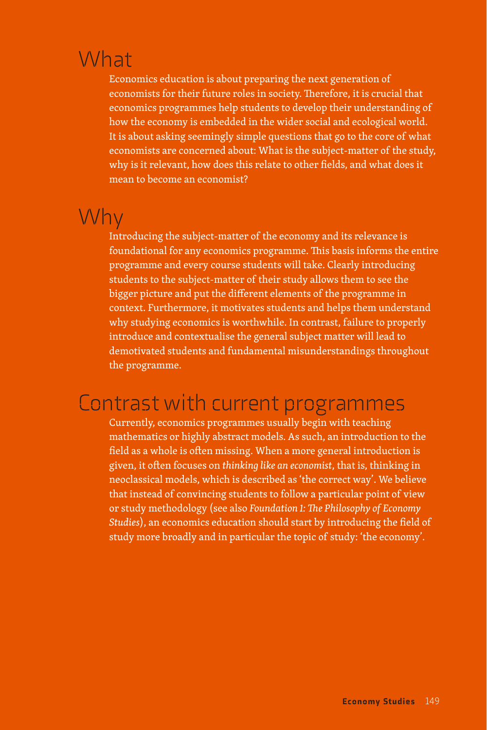## What

Economics education is about preparing the next generation of economists for their future roles in society. Therefore, it is crucial that economics programmes help students to develop their understanding of how the economy is embedded in the wider social and ecological world. It is about asking seemingly simple questions that go to the core of what economists are concerned about: What is the subject-matter of the study, why is it relevant, how does this relate to other fields, and what does it mean to become an economist?

## Why

Introducing the subject-matter of the economy and its relevance is foundational for any economics programme. This basis informs the entire programme and every course students will take. Clearly introducing students to the subject-matter of their study allows them to see the bigger picture and put the different elements of the programme in context. Furthermore, it motivates students and helps them understand why studying economics is worthwhile. In contrast, failure to properly introduce and contextualise the general subject matter will lead to demotivated students and fundamental misunderstandings throughout the programme.

## Contrast with current programmes

Currently, economics programmes usually begin with teaching mathematics or highly abstract models. As such, an introduction to the field as a whole is often missing. When a more general introduction is given, it often focuses on *thinking like an economist*, that is, thinking in neoclassical models, which is described as 'the correct way'. We believe that instead of convincing students to follow a particular point of view or study methodology (see also *Foundation 1: The Philosophy of Economy Studies*), an economics education should start by introducing the field of study more broadly and in particular the topic of study: 'the economy'.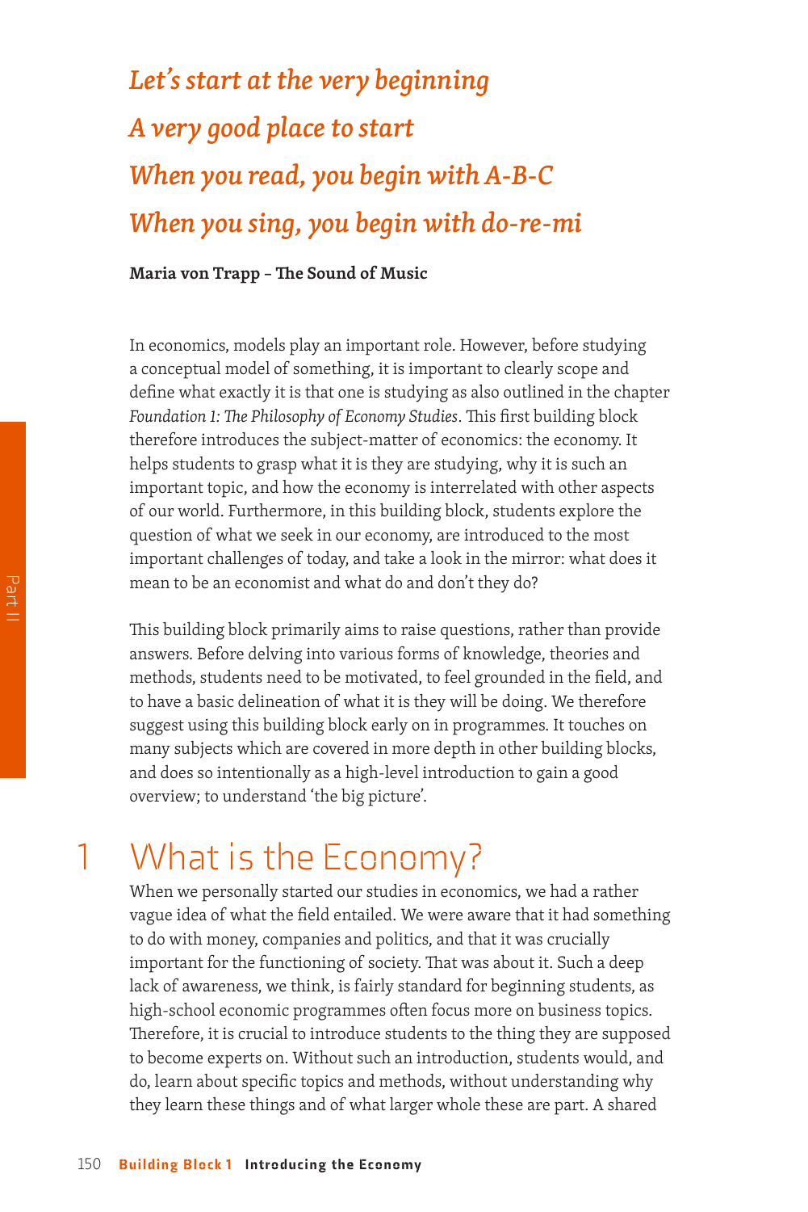*Let's start at the very beginning*
*A very good place to start*
*When you read, you begin with A-B-C*
*When you sing, you begin with do-re-mi*

**Maria von Trapp – The Sound of Music**

In economics, models play an important role. However, before studying a conceptual model of something, it is important to clearly scope and define what exactly it is that one is studying as also outlined in the chapter *Foundation 1: The Philosophy of Economy Studies*. This first building block therefore introduces the subject-matter of economics: the economy. It helps students to grasp what it is they are studying, why it is such an important topic, and how the economy is interrelated with other aspects of our world. Furthermore, in this building block, students explore the question of what we seek in our economy, are introduced to the most important challenges of today, and take a look in the mirror: what does it mean to be an economist and what do and don't they do?

This building block primarily aims to raise questions, rather than provide answers. Before delving into various forms of knowledge, theories and methods, students need to be motivated, to feel grounded in the field, and to have a basic delineation of what it is they will be doing. We therefore suggest using this building block early on in programmes. It touches on many subjects which are covered in more depth in other building blocks, and does so intentionally as a high-level introduction to gain a good overview; to understand 'the big picture'.

# 1 What is the Economy?

When we personally started our studies in economics, we had a rather vague idea of what the field entailed. We were aware that it had something to do with money, companies and politics, and that it was crucially important for the functioning of society. That was about it. Such a deep lack of awareness, we think, is fairly standard for beginning students, as high-school economic programmes often focus more on business topics. Therefore, it is crucial to introduce students to the thing they are supposed to become experts on. Without such an introduction, students would, and do, learn about specific topics and methods, without understanding why they learn these things and of what larger whole these are part. A shared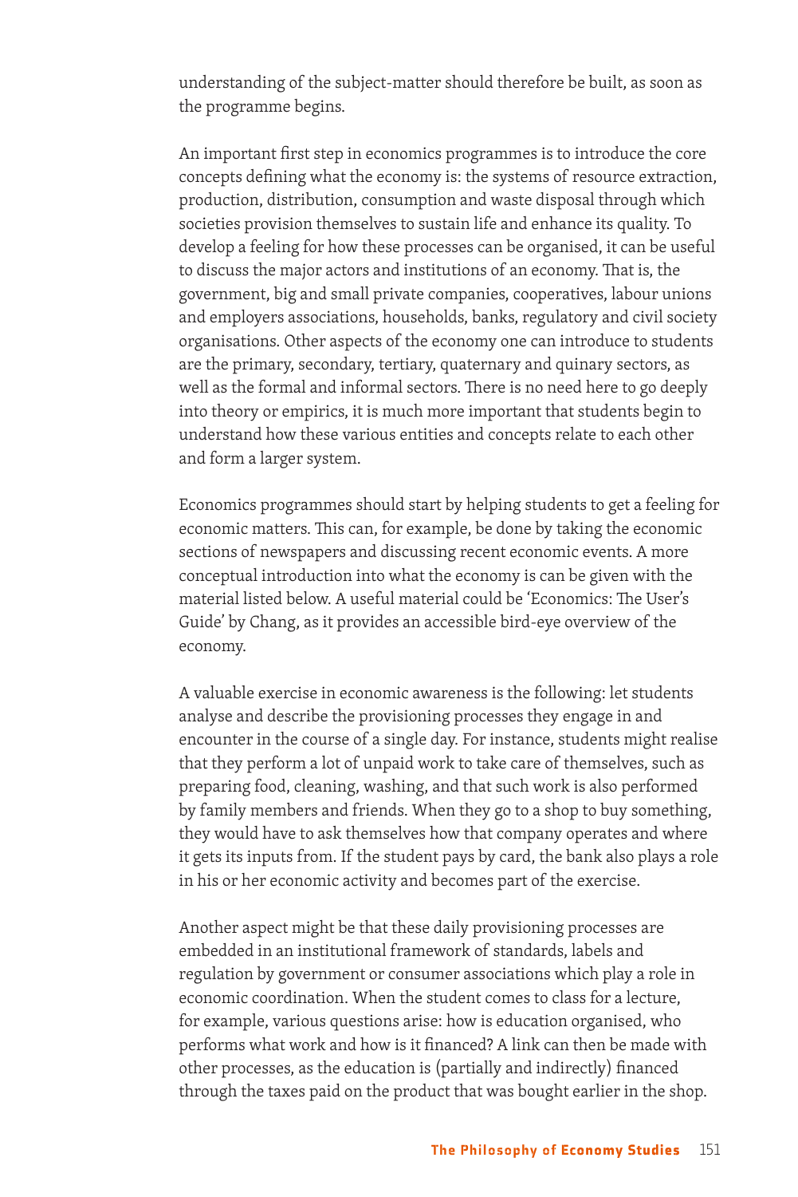understanding of the subject-matter should therefore be built, as soon as the programme begins.

An important first step in economics programmes is to introduce the core concepts defining what the economy is: the systems of resource extraction, production, distribution, consumption and waste disposal through which societies provision themselves to sustain life and enhance its quality. To develop a feeling for how these processes can be organised, it can be useful to discuss the major actors and institutions of an economy. That is, the government, big and small private companies, cooperatives, labour unions and employers associations, households, banks, regulatory and civil society organisations. Other aspects of the economy one can introduce to students are the primary, secondary, tertiary, quaternary and quinary sectors, as well as the formal and informal sectors. There is no need here to go deeply into theory or empirics, it is much more important that students begin to understand how these various entities and concepts relate to each other and form a larger system.

Economics programmes should start by helping students to get a feeling for economic matters. This can, for example, be done by taking the economic sections of newspapers and discussing recent economic events. A more conceptual introduction into what the economy is can be given with the material listed below. A useful material could be 'Economics: The User's Guide' by Chang, as it provides an accessible bird-eye overview of the economy.

A valuable exercise in economic awareness is the following: let students analyse and describe the provisioning processes they engage in and encounter in the course of a single day. For instance, students might realise that they perform a lot of unpaid work to take care of themselves, such as preparing food, cleaning, washing, and that such work is also performed by family members and friends. When they go to a shop to buy something, they would have to ask themselves how that company operates and where it gets its inputs from. If the student pays by card, the bank also plays a role in his or her economic activity and becomes part of the exercise.

Another aspect might be that these daily provisioning processes are embedded in an institutional framework of standards, labels and regulation by government or consumer associations which play a role in economic coordination. When the student comes to class for a lecture, for example, various questions arise: how is education organised, who performs what work and how is it financed? A link can then be made with other processes, as the education is (partially and indirectly) financed through the taxes paid on the product that was bought earlier in the shop.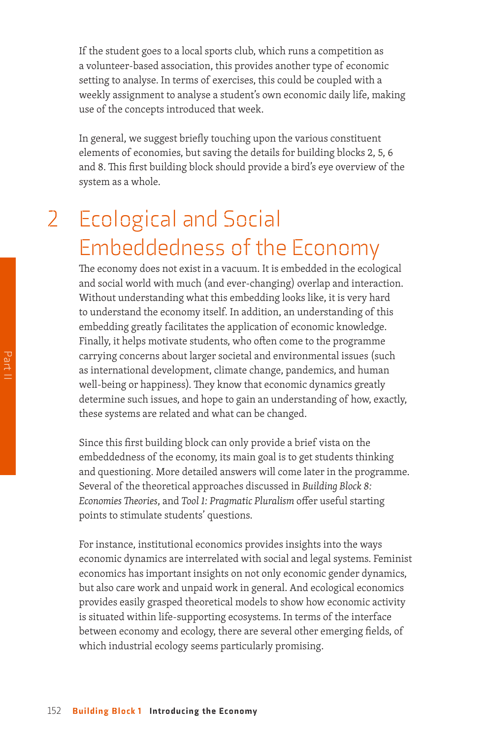If the student goes to a local sports club, which runs a competition as a volunteer-based association, this provides another type of economic setting to analyse. In terms of exercises, this could be coupled with a weekly assignment to analyse a student's own economic daily life, making use of the concepts introduced that week.

In general, we suggest briefly touching upon the various constituent elements of economies, but saving the details for building blocks 2, 5, 6 and 8. This first building block should provide a bird's eye overview of the system as a whole.

## 2 Ecological and Social Embeddedness of the Economy

The economy does not exist in a vacuum. It is embedded in the ecological and social world with much (and ever-changing) overlap and interaction. Without understanding what this embedding looks like, it is very hard to understand the economy itself. In addition, an understanding of this embedding greatly facilitates the application of economic knowledge. Finally, it helps motivate students, who often come to the programme carrying concerns about larger societal and environmental issues (such as international development, climate change, pandemics, and human well-being or happiness). They know that economic dynamics greatly determine such issues, and hope to gain an understanding of how, exactly, these systems are related and what can be changed.

Since this first building block can only provide a brief vista on the embeddedness of the economy, its main goal is to get students thinking and questioning. More detailed answers will come later in the programme. Several of the theoretical approaches discussed in *Building Block 8: Economies Theories*, and *Tool 1: Pragmatic Pluralism* offer useful starting points to stimulate students' questions.

For instance, institutional economics provides insights into the ways economic dynamics are interrelated with social and legal systems. Feminist economics has important insights on not only economic gender dynamics, but also care work and unpaid work in general. And ecological economics provides easily grasped theoretical models to show how economic activity is situated within life-supporting ecosystems. In terms of the interface between economy and ecology, there are several other emerging fields, of which industrial ecology seems particularly promising.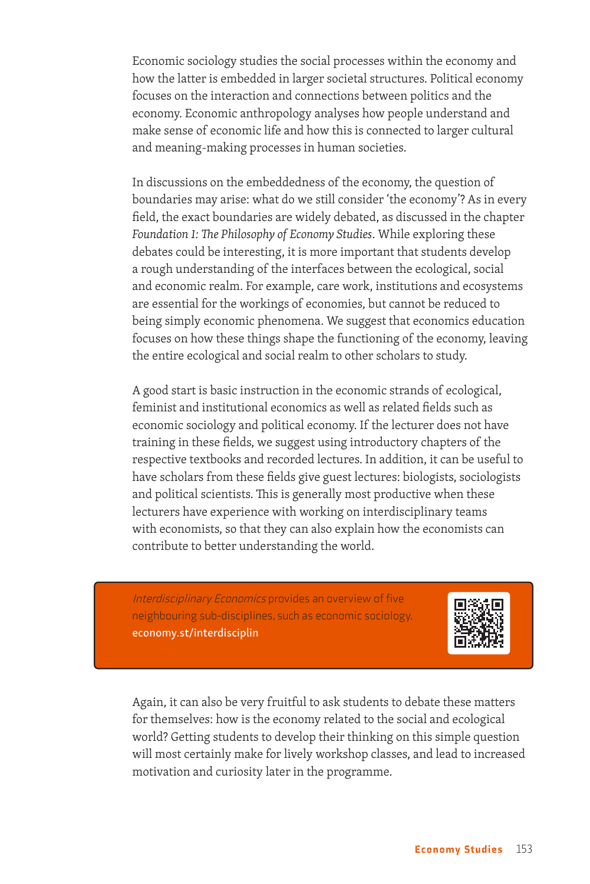Economic sociology studies the social processes within the economy and how the latter is embedded in larger societal structures. Political economy focuses on the interaction and connections between politics and the economy. Economic anthropology analyses how people understand and make sense of economic life and how this is connected to larger cultural and meaning-making processes in human societies.

In discussions on the embeddedness of the economy, the question of boundaries may arise: what do we still consider 'the economy'? As in every field, the exact boundaries are widely debated, as discussed in the chapter *Foundation 1: The Philosophy of Economy Studies*. While exploring these debates could be interesting, it is more important that students develop a rough understanding of the interfaces between the ecological, social and economic realm. For example, care work, institutions and ecosystems are essential for the workings of economies, but cannot be reduced to being simply economic phenomena. We suggest that economics education focuses on how these things shape the functioning of the economy, leaving the entire ecological and social realm to other scholars to study.

A good start is basic instruction in the economic strands of ecological, feminist and institutional economics as well as related fields such as economic sociology and political economy. If the lecturer does not have training in these fields, we suggest using introductory chapters of the respective textbooks and recorded lectures. In addition, it can be useful to have scholars from these fields give guest lectures: biologists, sociologists and political scientists. This is generally most productive when these lecturers have experience with working on interdisciplinary teams with economists, so that they can also explain how the economists can contribute to better understanding the world.

> *Interdisciplinary Economics* provides an overview of five neighbouring sub-disciplines, such as economic sociology.
> **economy.st/interdisciplin**

Again, it can also be very fruitful to ask students to debate these matters for themselves: how is the economy related to the social and ecological world? Getting students to develop their thinking on this simple question will most certainly make for lively workshop classes, and lead to increased motivation and curiosity later in the programme.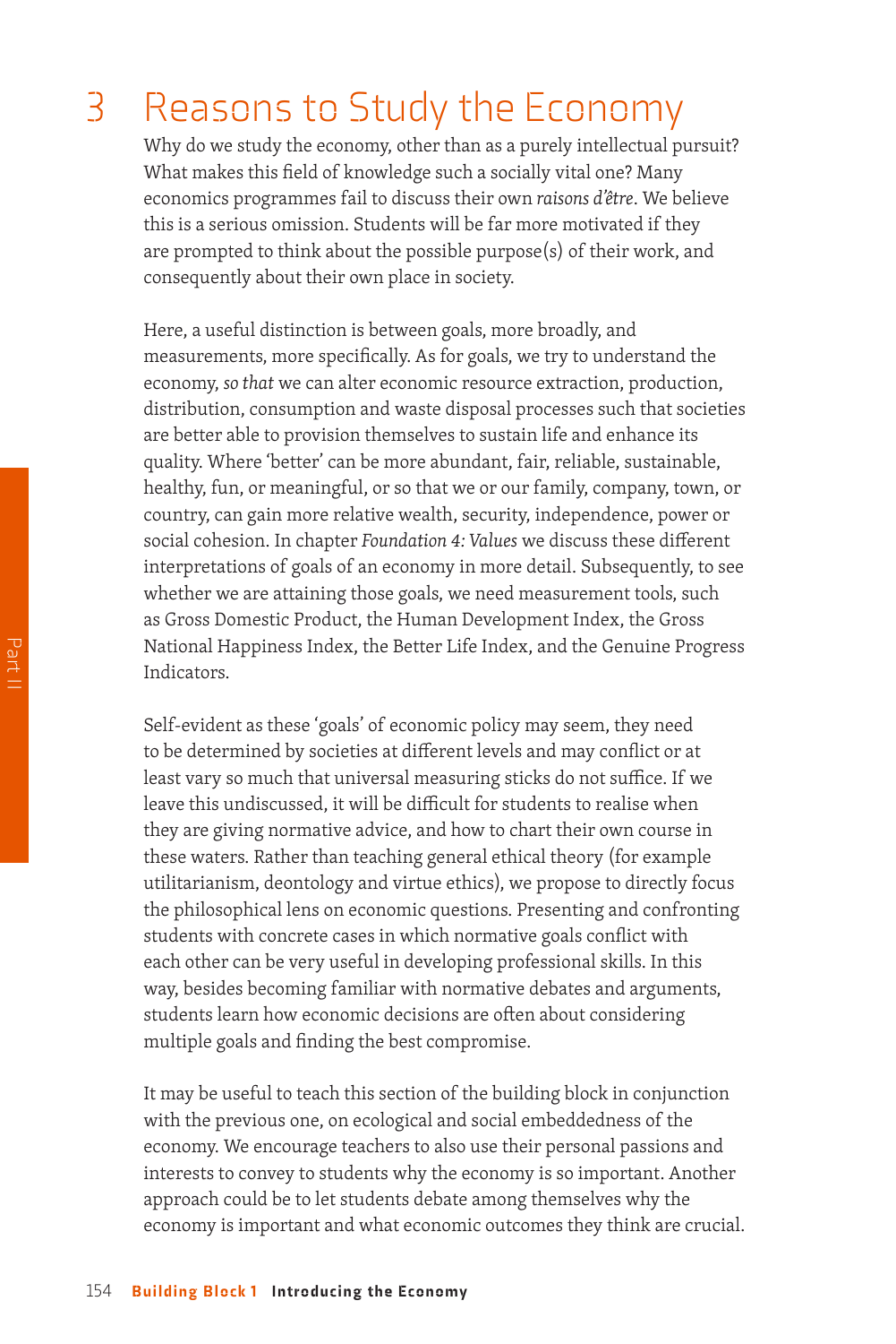# 3 Reasons to Study the Economy

Why do we study the economy, other than as a purely intellectual pursuit? What makes this field of knowledge such a socially vital one? Many economics programmes fail to discuss their own *raisons d'être*. We believe this is a serious omission. Students will be far more motivated if they are prompted to think about the possible purpose(s) of their work, and consequently about their own place in society.

Here, a useful distinction is between goals, more broadly, and measurements, more specifically. As for goals, we try to understand the economy, *so that* we can alter economic resource extraction, production, distribution, consumption and waste disposal processes such that societies are better able to provision themselves to sustain life and enhance its quality. Where 'better' can be more abundant, fair, reliable, sustainable, healthy, fun, or meaningful, or so that we or our family, company, town, or country, can gain more relative wealth, security, independence, power or social cohesion. In chapter *Foundation 4: Values* we discuss these different interpretations of goals of an economy in more detail. Subsequently, to see whether we are attaining those goals, we need measurement tools, such as Gross Domestic Product, the Human Development Index, the Gross National Happiness Index, the Better Life Index, and the Genuine Progress Indicators.

Self-evident as these 'goals' of economic policy may seem, they need to be determined by societies at different levels and may conflict or at least vary so much that universal measuring sticks do not suffice. If we leave this undiscussed, it will be difficult for students to realise when they are giving normative advice, and how to chart their own course in these waters. Rather than teaching general ethical theory (for example utilitarianism, deontology and virtue ethics), we propose to directly focus the philosophical lens on economic questions. Presenting and confronting students with concrete cases in which normative goals conflict with each other can be very useful in developing professional skills. In this way, besides becoming familiar with normative debates and arguments, students learn how economic decisions are often about considering multiple goals and finding the best compromise.

It may be useful to teach this section of the building block in conjunction with the previous one, on ecological and social embeddedness of the economy. We encourage teachers to also use their personal passions and interests to convey to students why the economy is so important. Another approach could be to let students debate among themselves why the economy is important and what economic outcomes they think are crucial.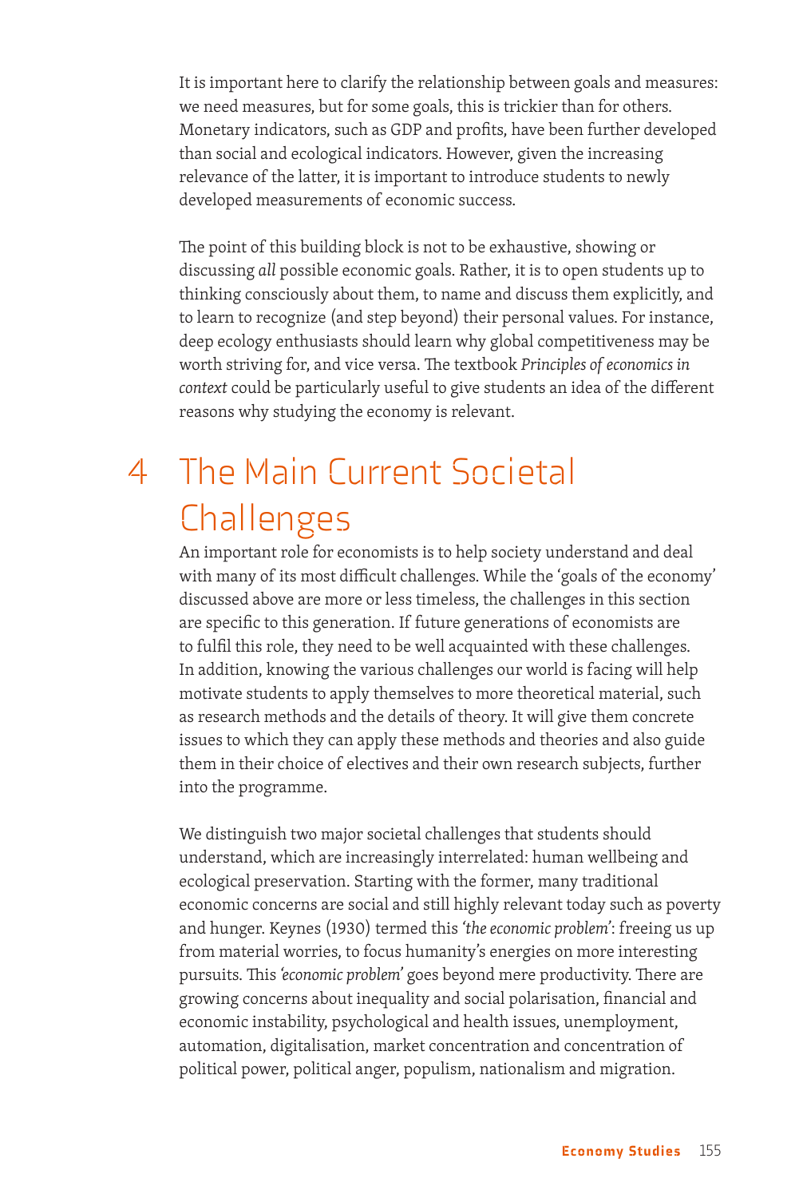It is important here to clarify the relationship between goals and measures: we need measures, but for some goals, this is trickier than for others. Monetary indicators, such as GDP and profits, have been further developed than social and ecological indicators. However, given the increasing relevance of the latter, it is important to introduce students to newly developed measurements of economic success.

The point of this building block is not to be exhaustive, showing or discussing *all* possible economic goals. Rather, it is to open students up to thinking consciously about them, to name and discuss them explicitly, and to learn to recognize (and step beyond) their personal values. For instance, deep ecology enthusiasts should learn why global competitiveness may be worth striving for, and vice versa. The textbook *Principles of economics in context* could be particularly useful to give students an idea of the different reasons why studying the economy is relevant.

# 4 The Main Current Societal Challenges

An important role for economists is to help society understand and deal with many of its most difficult challenges. While the 'goals of the economy' discussed above are more or less timeless, the challenges in this section are specific to this generation. If future generations of economists are to fulfil this role, they need to be well acquainted with these challenges. In addition, knowing the various challenges our world is facing will help motivate students to apply themselves to more theoretical material, such as research methods and the details of theory. It will give them concrete issues to which they can apply these methods and theories and also guide them in their choice of electives and their own research subjects, further into the programme.

We distinguish two major societal challenges that students should understand, which are increasingly interrelated: human wellbeing and ecological preservation. Starting with the former, many traditional economic concerns are social and still highly relevant today such as poverty and hunger. Keynes (1930) termed this *'the economic problem'*: freeing us up from material worries, to focus humanity's energies on more interesting pursuits. This *'economic problem'* goes beyond mere productivity. There are growing concerns about inequality and social polarisation, financial and economic instability, psychological and health issues, unemployment, automation, digitalisation, market concentration and concentration of political power, political anger, populism, nationalism and migration.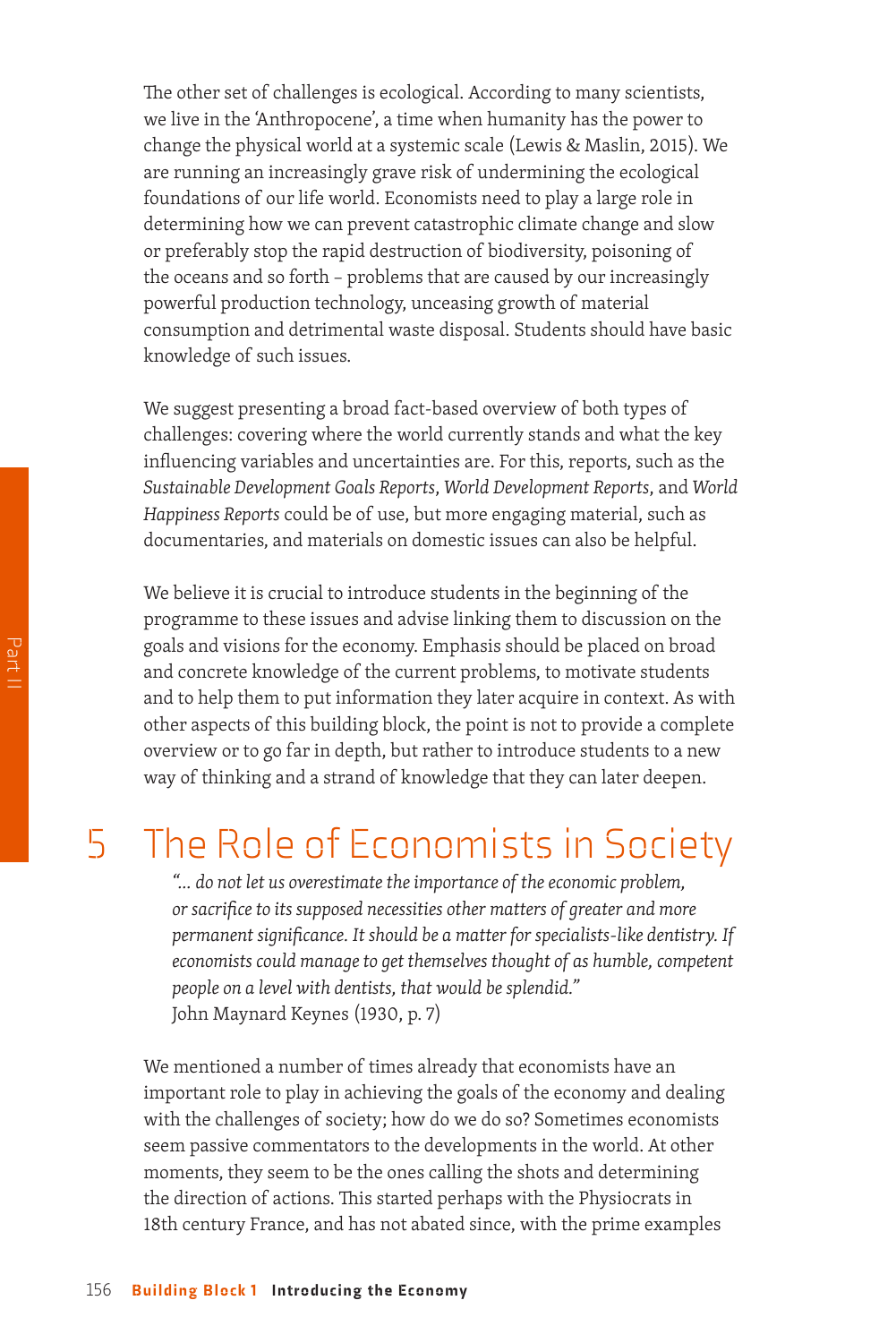The other set of challenges is ecological. According to many scientists, we live in the 'Anthropocene', a time when humanity has the power to change the physical world at a systemic scale (Lewis & Maslin, 2015). We are running an increasingly grave risk of undermining the ecological foundations of our life world. Economists need to play a large role in determining how we can prevent catastrophic climate change and slow or preferably stop the rapid destruction of biodiversity, poisoning of the oceans and so forth – problems that are caused by our increasingly powerful production technology, unceasing growth of material consumption and detrimental waste disposal. Students should have basic knowledge of such issues.

We suggest presenting a broad fact-based overview of both types of challenges: covering where the world currently stands and what the key influencing variables and uncertainties are. For this, reports, such as the *Sustainable Development Goals Reports*, *World Development Reports*, and *World Happiness Reports* could be of use, but more engaging material, such as documentaries, and materials on domestic issues can also be helpful.

We believe it is crucial to introduce students in the beginning of the programme to these issues and advise linking them to discussion on the goals and visions for the economy. Emphasis should be placed on broad and concrete knowledge of the current problems, to motivate students and to help them to put information they later acquire in context. As with other aspects of this building block, the point is not to provide a complete overview or to go far in depth, but rather to introduce students to a new way of thinking and a strand of knowledge that they can later deepen.

## 5 The Role of Economists in Society

> *"... do not let us overestimate the importance of the economic problem, or sacrifice to its supposed necessities other matters of greater and more permanent significance. It should be a matter for specialists-like dentistry. If economists could manage to get themselves thought of as humble, competent people on a level with dentists, that would be splendid."*
> John Maynard Keynes (1930, p. 7)

We mentioned a number of times already that economists have an important role to play in achieving the goals of the economy and dealing with the challenges of society; how do we do so? Sometimes economists seem passive commentators to the developments in the world. At other moments, they seem to be the ones calling the shots and determining the direction of actions. This started perhaps with the Physiocrats in 18th century France, and has not abated since, with the prime examples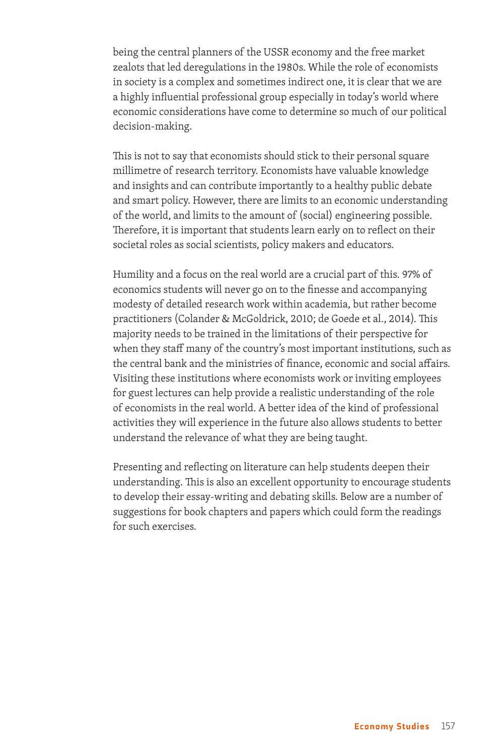being the central planners of the USSR economy and the free market zealots that led deregulations in the 1980s. While the role of economists in society is a complex and sometimes indirect one, it is clear that we are a highly influential professional group especially in today's world where economic considerations have come to determine so much of our political decision-making.

This is not to say that economists should stick to their personal square millimetre of research territory. Economists have valuable knowledge and insights and can contribute importantly to a healthy public debate and smart policy. However, there are limits to an economic understanding of the world, and limits to the amount of (social) engineering possible. Therefore, it is important that students learn early on to reflect on their societal roles as social scientists, policy makers and educators.

Humility and a focus on the real world are a crucial part of this. 97% of economics students will never go on to the finesse and accompanying modesty of detailed research work within academia, but rather become practitioners (Colander & McGoldrick, 2010; de Goede et al., 2014). This majority needs to be trained in the limitations of their perspective for when they staff many of the country's most important institutions, such as the central bank and the ministries of finance, economic and social affairs. Visiting these institutions where economists work or inviting employees for guest lectures can help provide a realistic understanding of the role of economists in the real world. A better idea of the kind of professional activities they will experience in the future also allows students to better understand the relevance of what they are being taught.

Presenting and reflecting on literature can help students deepen their understanding. This is also an excellent opportunity to encourage students to develop their essay-writing and debating skills. Below are a number of suggestions for book chapters and papers which could form the readings for such exercises.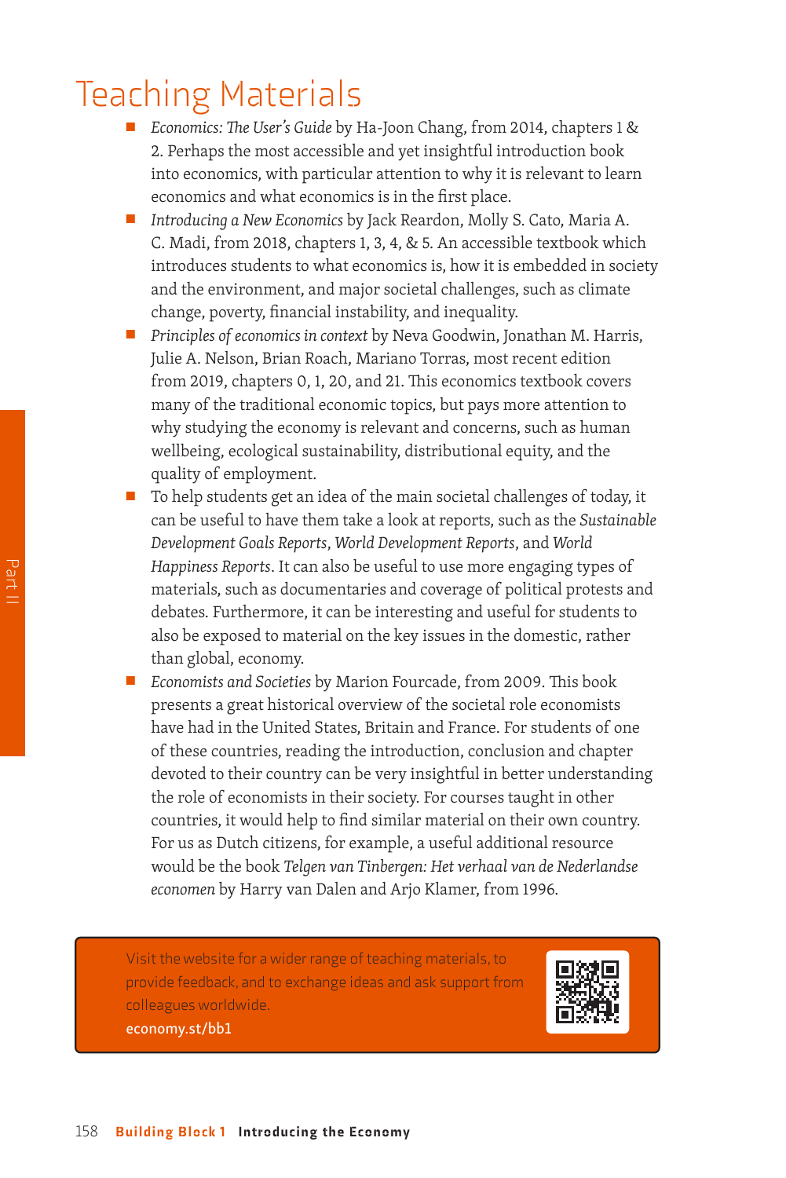# Teaching Materials

- *Economics: The User's Guide* by Ha-Joon Chang, from 2014, chapters 1 & 2. Perhaps the most accessible and yet insightful introduction book into economics, with particular attention to why it is relevant to learn economics and what economics is in the first place.
- *Introducing a New Economics* by Jack Reardon, Molly S. Cato, Maria A. C. Madi, from 2018, chapters 1, 3, 4, & 5. An accessible textbook which introduces students to what economics is, how it is embedded in society and the environment, and major societal challenges, such as climate change, poverty, financial instability, and inequality.
- *Principles of economics in context* by Neva Goodwin, Jonathan M. Harris, Julie A. Nelson, Brian Roach, Mariano Torras, most recent edition from 2019, chapters 0, 1, 20, and 21. This economics textbook covers many of the traditional economic topics, but pays more attention to why studying the economy is relevant and concerns, such as human wellbeing, ecological sustainability, distributional equity, and the quality of employment.
- To help students get an idea of the main societal challenges of today, it can be useful to have them take a look at reports, such as the *Sustainable Development Goals Reports*, *World Development Reports*, and *World Happiness Reports*. It can also be useful to use more engaging types of materials, such as documentaries and coverage of political protests and debates. Furthermore, it can be interesting and useful for students to also be exposed to material on the key issues in the domestic, rather than global, economy.
- *Economists and Societies* by Marion Fourcade, from 2009. This book presents a great historical overview of the societal role economists have had in the United States, Britain and France. For students of one of these countries, reading the introduction, conclusion and chapter devoted to their country can be very insightful in better understanding the role of economists in their society. For courses taught in other countries, it would help to find similar material on their own country. For us as Dutch citizens, for example, a useful additional resource would be the book *Telgen van Tinbergen: Het verhaal van de Nederlandse economen* by Harry van Dalen and Arjo Klamer, from 1996.

Visit the website for a wider range of teaching materials, to provide feedback, and to exchange ideas and ask support from colleagues worldwide.
economy.st/bb1